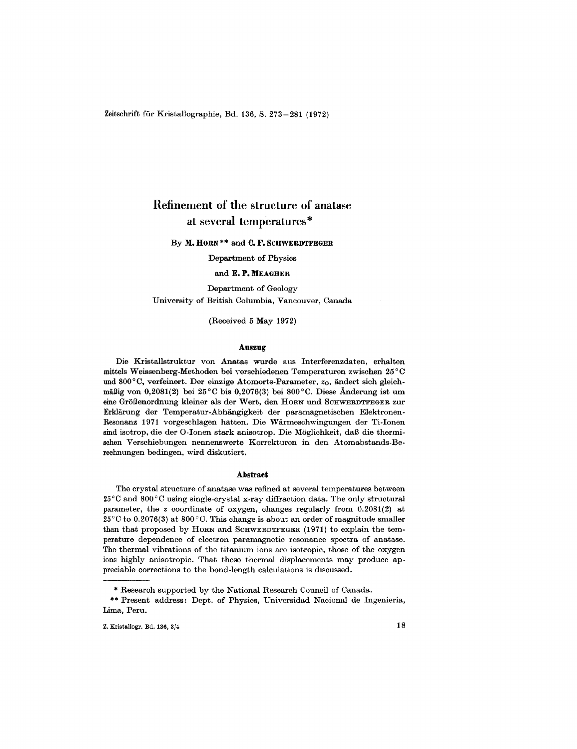# Refinement of the structure of anatase at several temperatures*

By **M. Horn**** and **C. F. Schwerdtfeger**

Department of Physics

and **E. P. Meagher**

Department of Geology
University of British Columbia, Vancouver, Canada

(Received 5 May 1972)

### Auszug

Die Kristallstruktur von Anatas wurde aus Interferenzdaten, erhalten mittels Weissenberg-Methoden bei verschiedenen Temperaturen zwischen 25 °C und 800 °C, verfeinert. Der einzige Atomorts-Parameter, $z_O$, ändert sich gleichmäßig von 0,2081(2) bei 25 °C bis 0,2076(3) bei 800 °C. Diese Änderung ist um eine Größenordnung kleiner als der Wert, den Horn und Schwerdtfeger zur Erklärung der Temperatur-Abhängigkeit der paramagnetischen Elektronen-Resonanz 1971 vorgeschlagen hatten. Die Wärmeschwingungen der Ti-Ionen sind isotrop, die der O-Ionen stark anisotrop. Die Möglichkeit, daß die thermischen Verschiebungen nennenswerte Korrekturen in den Atomabstands-Berechnungen bedingen, wird diskutiert.

### Abstract

The crystal structure of anatase was refined at several temperatures between 25 °C and 800 °C using single-crystal x-ray diffraction data. The only structural parameter, the $z$ coordinate of oxygen, changes regularly from 0.2081(2) at 25 °C to 0.2076(3) at 800 °C. This change is about an order of magnitude smaller than that proposed by Horn and Schwerdtfeger (1971) to explain the temperature dependence of electron paramagnetic resonance spectra of anatase. The thermal vibrations of the titanium ions are isotropic, those of the oxygen ions highly anisotropic. That these thermal displacements may produce appreciable corrections to the bond-length calculations is discussed.

---

* Research supported by the National Research Council of Canada.

** Present address: Dept. of Physics, Universidad Nacional de Ingenieria, Lima, Peru.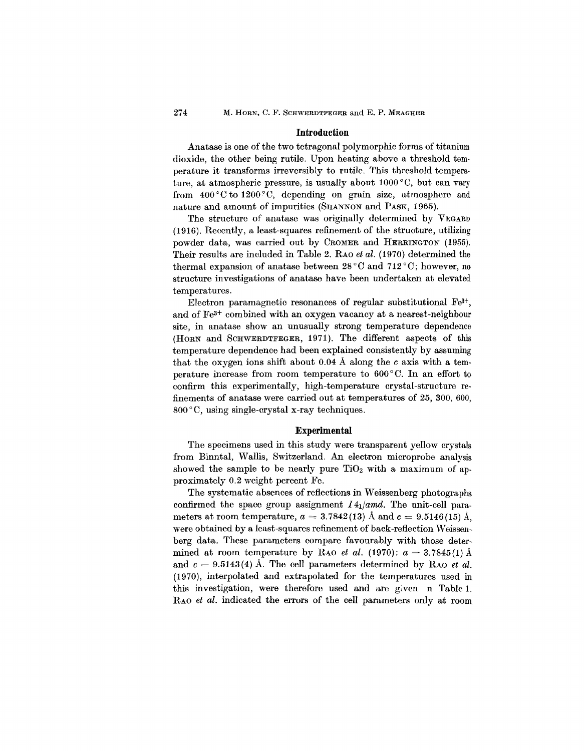## Introduction

Anatase is one of the two tetragonal polymorphic forms of titanium dioxide, the other being rutile. Upon heating above a threshold temperature it transforms irreversibly to rutile. This threshold temperature, at atmospheric pressure, is usually about 1000 °C, but can vary from 400 °C to 1200 °C, depending on grain size, atmosphere and nature and amount of impurities (SHANNON and PASK, 1965).

The structure of anatase was originally determined by VEGARD (1916). Recently, a least-squares refinement of the structure, utilizing powder data, was carried out by CROMER and HERRINGTON (1955). Their results are included in Table 2. RAO *et al.* (1970) determined the thermal expansion of anatase between 28 °C and 712 °C; however, no structure investigations of anatase have been undertaken at elevated temperatures.

Electron paramagnetic resonances of regular substitutional $Fe^{3+}$, and of $Fe^{3+}$ combined with an oxygen vacancy at a nearest-neighbour site, in anatase show an unusually strong temperature dependence (HORN and SCHWERDTFEGER, 1971). The different aspects of this temperature dependence had been explained consistently by assuming that the oxygen ions shift about 0.04 Å along the $c$ axis with a temperature increase from room temperature to 600 °C. In an effort to confirm this experimentally, high-temperature crystal-structure refinements of anatase were carried out at temperatures of 25, 300, 600, 800 °C, using single-crystal x-ray techniques.

## Experimental

The specimens used in this study were transparent yellow crystals from Binntal, Wallis, Switzerland. An electron microprobe analysis showed the sample to be nearly pure $TiO_2$ with a maximum of approximately 0.2 weight percent Fe.

The systematic absences of reflections in Weissenberg photographs confirmed the space group assignment $I4_1/amd$. The unit-cell parameters at room temperature, $a = 3.7842(13)$ Å and $c = 9.5146(15)$ Å, were obtained by a least-squares refinement of back-reflection Weissenberg data. These parameters compare favourably with those determined at room temperature by RAO *et al.* (1970): $a = 3.7845(1)$ Å and $c = 9.5143(4)$ Å. The cell parameters determined by RAO *et al.* (1970), interpolated and extrapolated for the temperatures used in this investigation, were therefore used and are given in Table 1. RAO *et al.* indicated the errors of the cell parameters only at room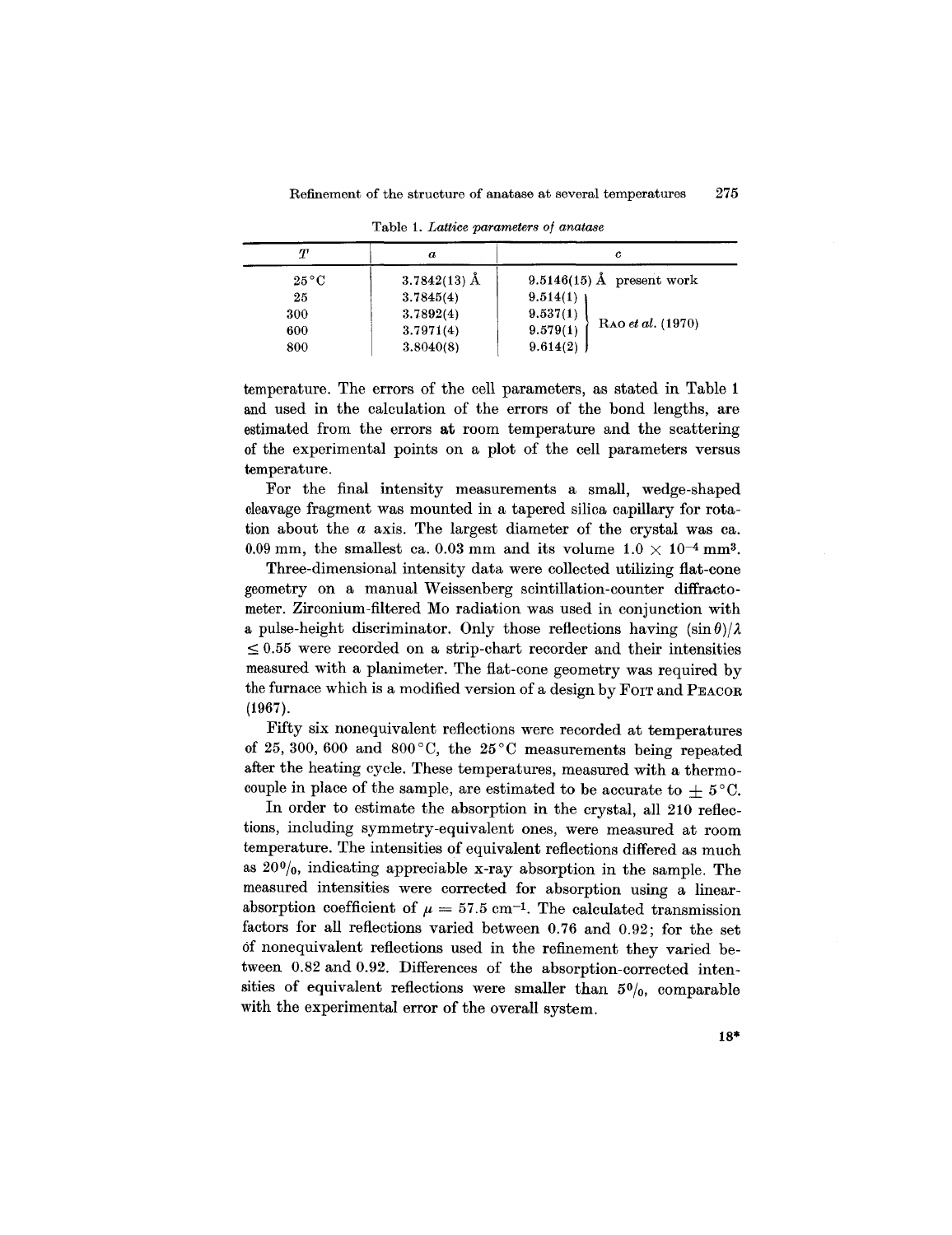Table 1. *Lattice parameters of anatase*

| $T$ | $a$ | $c$ | |
|---|---|---|---|
| 25 °C | 3.7842(13) Å | 9.5146(15) Å | present work |
| 25 | 3.7845(4) | 9.514(1) | RAO *et al.* (1970) |
| 300 | 3.7892(4) | 9.537(1) | |
| 600 | 3.7971(4) | 9.579(1) | |
| 800 | 3.8040(8) | 9.614(2) | |

temperature. The errors of the cell parameters, as stated in Table 1 and used in the calculation of the errors of the bond lengths, are estimated from the errors at room temperature and the scattering of the experimental points on a plot of the cell parameters versus temperature.

For the final intensity measurements a small, wedge-shaped cleavage fragment was mounted in a tapered silica capillary for rotation about the $a$ axis. The largest diameter of the crystal was ca. 0.09 mm, the smallest ca. 0.03 mm and its volume $1.0 \times 10^{-4}$ mm$^3$.

Three-dimensional intensity data were collected utilizing flat-cone geometry on a manual Weissenberg scintillation-counter diffractometer. Zirconium-filtered Mo radiation was used in conjunction with a pulse-height discriminator. Only those reflections having $(\sin\theta)/\lambda \leq 0.55$ were recorded on a strip-chart recorder and their intensities measured with a planimeter. The flat-cone geometry was required by the furnace which is a modified version of a design by FOIT and PEACOR (1967).

Fifty six nonequivalent reflections were recorded at temperatures of 25, 300, 600 and 800 °C, the 25 °C measurements being repeated after the heating cycle. These temperatures, measured with a thermocouple in place of the sample, are estimated to be accurate to $\pm$ 5 °C.

In order to estimate the absorption in the crystal, all 210 reflections, including symmetry-equivalent ones, were measured at room temperature. The intensities of equivalent reflections differed as much as 20%, indicating appreciable x-ray absorption in the sample. The measured intensities were corrected for absorption using a linear-absorption coefficient of $\mu = 57.5$ cm$^{-1}$. The calculated transmission factors for all reflections varied between 0.76 and 0.92; for the set of nonequivalent reflections used in the refinement they varied between 0.82 and 0.92. Differences of the absorption-corrected intensities of equivalent reflections were smaller than 5%, comparable with the experimental error of the overall system.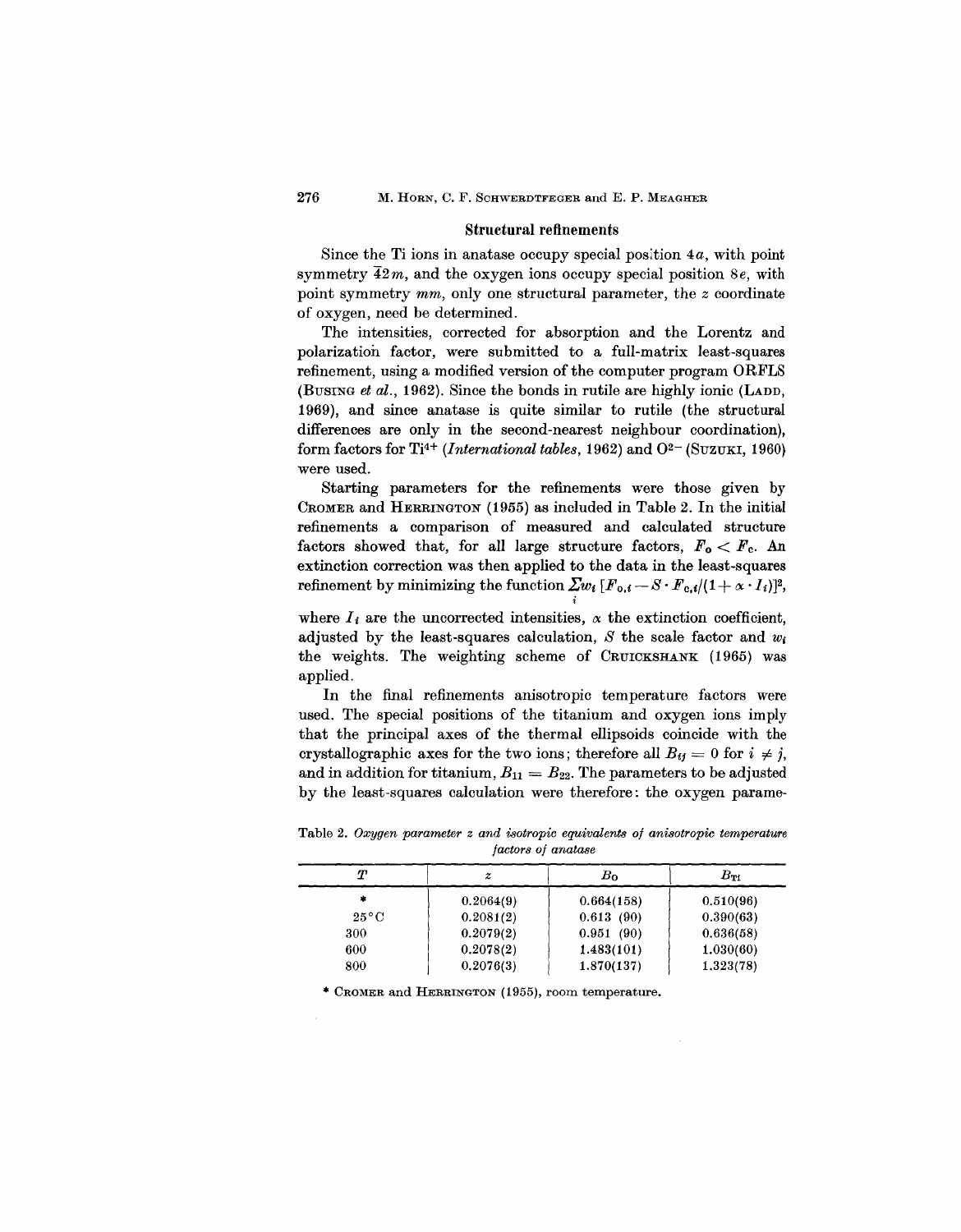## Structural refinements

Since the Ti ions in anatase occupy special position $4a$, with point symmetry $\bar{4}2m$, and the oxygen ions occupy special position $8e$, with point symmetry $mm$, only one structural parameter, the $z$ coordinate of oxygen, need be determined.

The intensities, corrected for absorption and the Lorentz and polarization factor, were submitted to a full-matrix least-squares refinement, using a modified version of the computer program ORFLS (BUSING *et al.*, 1962). Since the bonds in rutile are highly ionic (LADD, 1969), and since anatase is quite similar to rutile (the structural differences are only in the second-nearest neighbour coordination), form factors for $Ti^{4+}$ (*International tables*, 1962) and $O^{2-}$ (SUZUKI, 1960) were used.

Starting parameters for the refinements were those given by CROMER and HERRINGTON (1955) as included in Table 2. In the initial refinements a comparison of measured and calculated structure factors showed that, for all large structure factors, $F_o < F_c$. An extinction correction was then applied to the data in the least-squares refinement by minimizing the function $\sum_i w_i [F_{o,i} - S \cdot F_{c,i}/(1 + \alpha \cdot I_i)]^2$, where $I_i$ are the uncorrected intensities, $\alpha$ the extinction coefficient, adjusted by the least-squares calculation, $S$ the scale factor and $w_i$ the weights. The weighting scheme of CRUICKSHANK (1965) was applied.

In the final refinements anisotropic temperature factors were used. The special positions of the titanium and oxygen ions imply that the principal axes of the thermal ellipsoids coincide with the crystallographic axes for the two ions; therefore all $B_{ij} = 0$ for $i \neq j$, and in addition for titanium, $B_{11} = B_{22}$. The parameters to be adjusted by the least-squares calculation were therefore: the oxygen parame-

Table 2. *Oxygen parameter z and isotropic equivalents of anisotropic temperature factors of anatase*

| $T$ | $z$ | $B_{\mathrm{O}}$ | $B_{\mathrm{Ti}}$ |
|---|---|---|---|
| * | 0.2064(9) | 0.664(158) | 0.510(96) |
| 25°C | 0.2081(2) | 0.613 (90) | 0.390(63) |
| 300 | 0.2079(2) | 0.951 (90) | 0.636(58) |
| 600 | 0.2078(2) | 1.483(101) | 1.030(60) |
| 800 | 0.2076(3) | 1.870(137) | 1.323(78) |

* CROMER and HERRINGTON (1955), room temperature.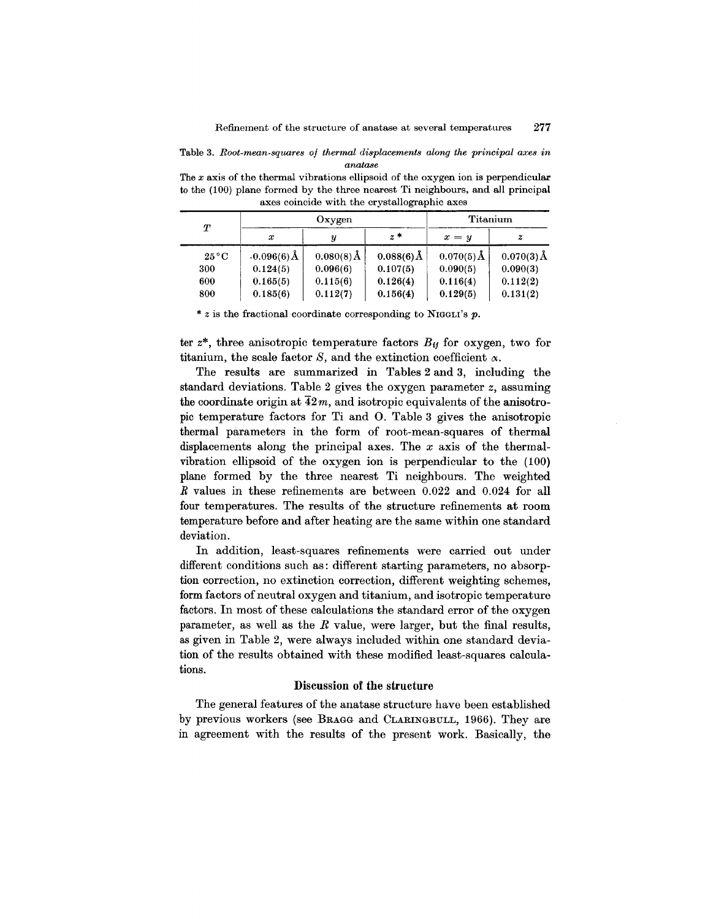Table 3. *Root-mean-squares of thermal displacements along the principal axes in anatase*

The $x$ axis of the thermal vibrations ellipsoid of the oxygen ion is perpendicular to the (100) plane formed by the three nearest Ti neighbours, and all principal axes coincide with the crystallographic axes

| $T$ | Oxygen | | | Titanium | |
|---|---|---|---|---|---|
| | $x$ | $y$ | $z$ * | $x = y$ | $z$ |
| 25 °C | 0.096(6) Å | 0.080(8) Å | 0.088(6) Å | 0.070(5) Å | 0.070(3) Å |
| 300 | 0.124(5) | 0.096(6) | 0.107(5) | 0.090(5) | 0.090(3) |
| 600 | 0.165(5) | 0.115(6) | 0.126(4) | 0.116(4) | 0.112(2) |
| 800 | 0.185(6) | 0.112(7) | 0.156(4) | 0.129(5) | 0.131(2) |

\* $z$ is the fractional coordinate corresponding to NIGGLI's $p$.

ter $z$*, three anisotropic temperature factors $B_{ij}$ for oxygen, two for titanium, the scale factor $S$, and the extinction coefficient $\alpha$.

The results are summarized in Tables 2 and 3, including the standard deviations. Table 2 gives the oxygen parameter $z$, assuming the coordinate origin at $\bar{4}2m$, and isotropic equivalents of the anisotropic temperature factors for Ti and O. Table 3 gives the anisotropic thermal parameters in the form of root-mean-squares of thermal displacements along the principal axes. The $x$ axis of the thermal-vibration ellipsoid of the oxygen ion is perpendicular to the (100) plane formed by the three nearest Ti neighbours. The weighted $R$ values in these refinements are between 0.022 and 0.024 for all four temperatures. The results of the structure refinements at room temperature before and after heating are the same within one standard deviation.

In addition, least-squares refinements were carried out under different conditions such as: different starting parameters, no absorption correction, no extinction correction, different weighting schemes, form factors of neutral oxygen and titanium, and isotropic temperature factors. In most of these calculations the standard error of the oxygen parameter, as well as the $R$ value, were larger, but the final results, as given in Table 2, were always included within one standard deviation of the results obtained with these modified least-squares calculations.

## Discussion of the structure

The general features of the anatase structure have been established by previous workers (see BRAGG and CLARINGBULL, 1966). They are in agreement with the results of the present work. Basically, the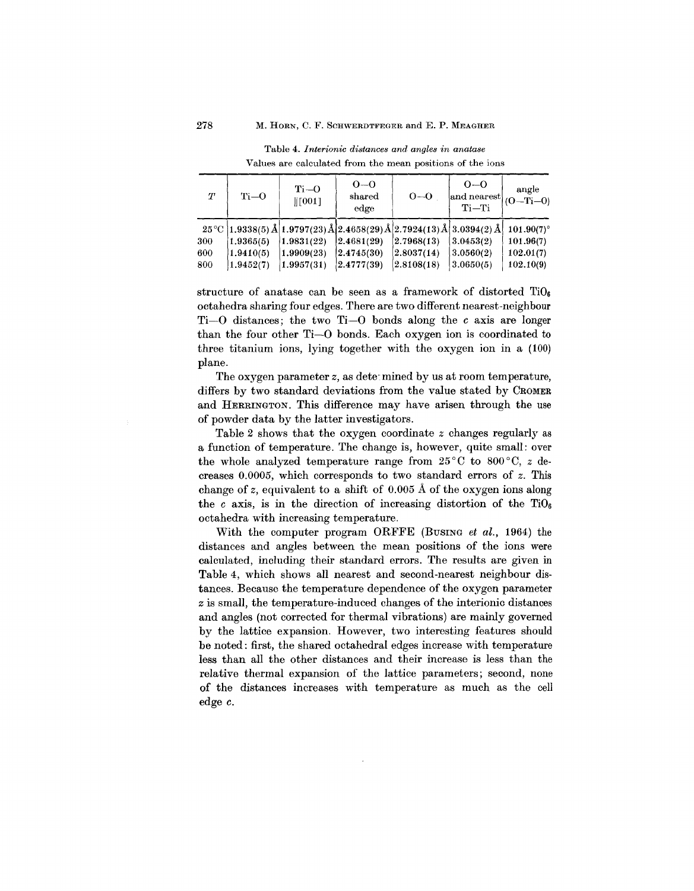Table 4. *Interionic distances and angles in anatase*
Values are calculated from the mean positions of the ions

| $T$ | Ti—O | Ti—O ‖[001] | O—O shared edge | O—O | O—O and nearest Ti—Ti | angle (O—Ti—O) |
|---|---|---|---|---|---|---|
| 25 °C | 1.9338(5) Å | 1.9797(23) Å | 2.4658(29) Å | 2.7924(13) Å | 3.0394(2) Å | 101.90(7)° |
| 300 | 1.9365(5) | 1.9831(22) | 2.4681(29) | 2.7968(13) | 3.0453(2) | 101.96(7) |
| 600 | 1.9410(5) | 1.9909(23) | 2.4745(30) | 2.8037(14) | 3.0560(2) | 102.01(7) |
| 800 | 1.9452(7) | 1.9957(31) | 2.4777(39) | 2.8108(18) | 3.0650(5) | 102.10(9) |

structure of anatase can be seen as a framework of distorted $TiO_6$ octahedra sharing four edges. There are two different nearest-neighbour Ti—O distances; the two Ti—O bonds along the $c$ axis are longer than the four other Ti—O bonds. Each oxygen ion is coordinated to three titanium ions, lying together with the oxygen ion in a (100) plane.

The oxygen parameter $z$, as determined by us at room temperature, differs by two standard deviations from the value stated by CROMER and HERRINGTON. This difference may have arisen through the use of powder data by the latter investigators.

Table 2 shows that the oxygen coordinate $z$ changes regularly as a function of temperature. The change is, however, quite small: over the whole analyzed temperature range from 25 °C to 800 °C, $z$ decreases 0.0005, which corresponds to two standard errors of $z$. This change of $z$, equivalent to a shift of 0.005 Å of the oxygen ions along the $c$ axis, is in the direction of increasing distortion of the $TiO_6$ octahedra with increasing temperature.

With the computer program ORFFE (BUSING *et al.*, 1964) the distances and angles between the mean positions of the ions were calculated, including their standard errors. The results are given in Table 4, which shows all nearest and second-nearest neighbour distances. Because the temperature dependence of the oxygen parameter $z$ is small, the temperature-induced changes of the interionic distances and angles (not corrected for thermal vibrations) are mainly governed by the lattice expansion. However, two interesting features should be noted: first, the shared octahedral edges increase with temperature less than all the other distances and their increase is less than the relative thermal expansion of the lattice parameters; second, none of the distances increases with temperature as much as the cell edge $c$.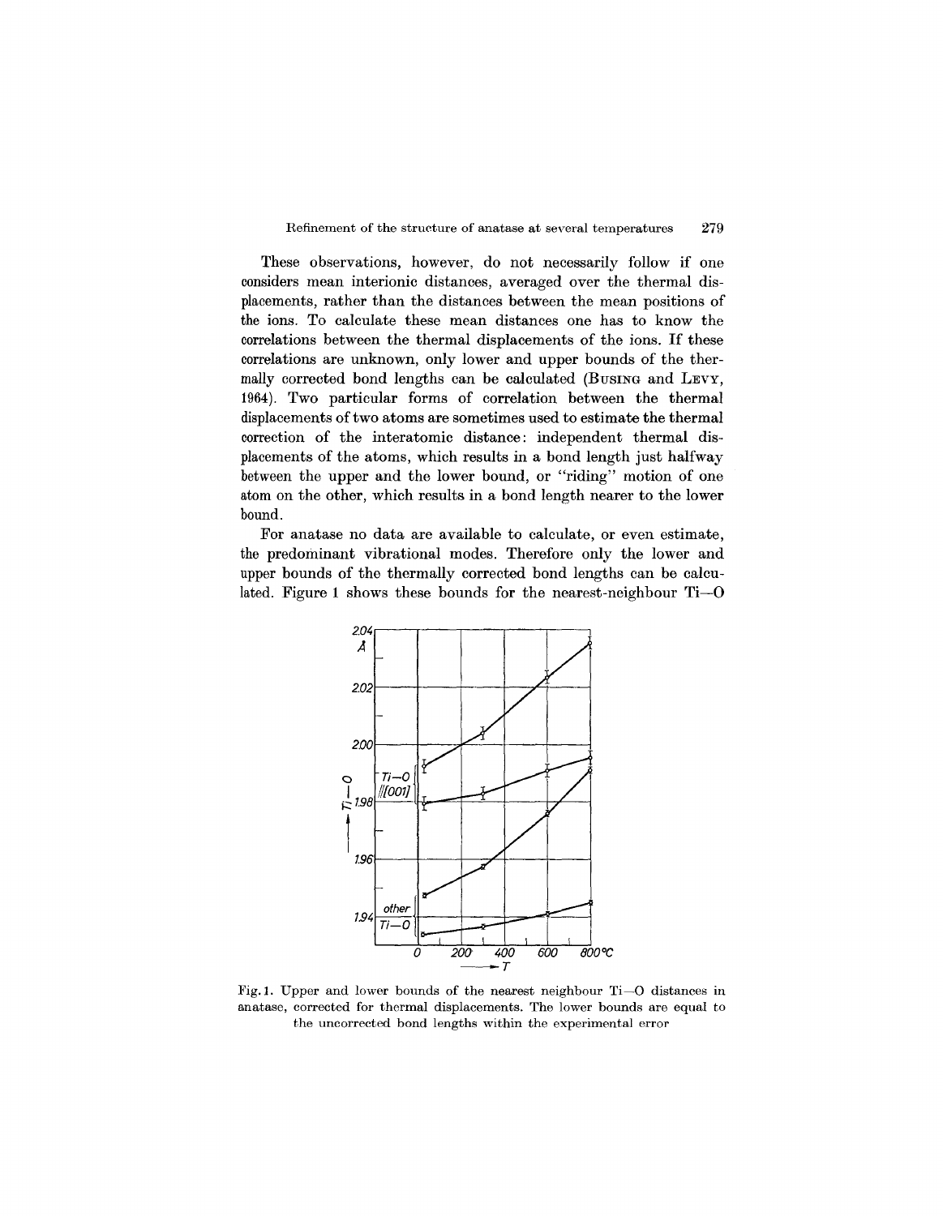These observations, however, do not necessarily follow if one considers mean interionic distances, averaged over the thermal displacements, rather than the distances between the mean positions of the ions. To calculate these mean distances one has to know the correlations between the thermal displacements of the ions. If these correlations are unknown, only lower and upper bounds of the thermally corrected bond lengths can be calculated (BUSING and LEVY, 1964). Two particular forms of correlation between the thermal displacements of two atoms are sometimes used to estimate the thermal correction of the interatomic distance: independent thermal displacements of the atoms, which results in a bond length just halfway between the upper and the lower bound, or "riding" motion of one atom on the other, which results in a bond length nearer to the lower bound.

For anatase no data are available to calculate, or even estimate, the predominant vibrational modes. Therefore only the lower and upper bounds of the thermally corrected bond lengths can be calculated. Figure 1 shows these bounds for the nearest-neighbour Ti—O

Fig. 1. Upper and lower bounds of the nearest neighbour Ti—O distances in anatase, corrected for thermal displacements. The lower bounds are equal to the uncorrected bond lengths within the experimental error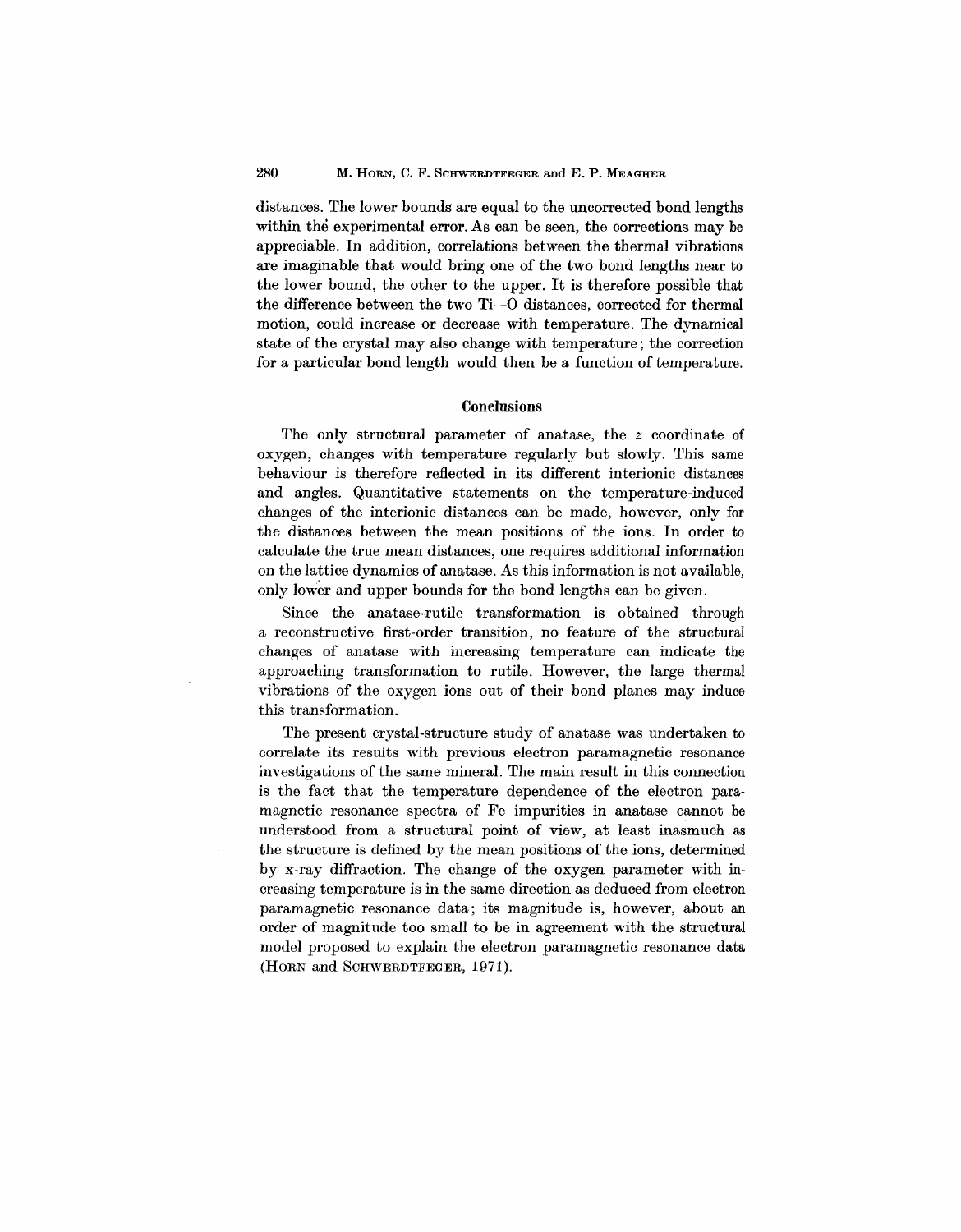distances. The lower bounds are equal to the uncorrected bond lengths within the experimental error. As can be seen, the corrections may be appreciable. In addition, correlations between the thermal vibrations are imaginable that would bring one of the two bond lengths near to the lower bound, the other to the upper. It is therefore possible that the difference between the two Ti—O distances, corrected for thermal motion, could increase or decrease with temperature. The dynamical state of the crystal may also change with temperature; the correction for a particular bond length would then be a function of temperature.

## Conclusions

The only structural parameter of anatase, the $z$ coordinate of oxygen, changes with temperature regularly but slowly. This same behaviour is therefore reflected in its different interionic distances and angles. Quantitative statements on the temperature-induced changes of the interionic distances can be made, however, only for the distances between the mean positions of the ions. In order to calculate the true mean distances, one requires additional information on the lattice dynamics of anatase. As this information is not available, only lower and upper bounds for the bond lengths can be given.

Since the anatase-rutile transformation is obtained through a reconstructive first-order transition, no feature of the structural changes of anatase with increasing temperature can indicate the approaching transformation to rutile. However, the large thermal vibrations of the oxygen ions out of their bond planes may induce this transformation.

The present crystal-structure study of anatase was undertaken to correlate its results with previous electron paramagnetic resonance investigations of the same mineral. The main result in this connection is the fact that the temperature dependence of the electron paramagnetic resonance spectra of Fe impurities in anatase cannot be understood from a structural point of view, at least inasmuch as the structure is defined by the mean positions of the ions, determined by x-ray diffraction. The change of the oxygen parameter with increasing temperature is in the same direction as deduced from electron paramagnetic resonance data; its magnitude is, however, about an order of magnitude too small to be in agreement with the structural model proposed to explain the electron paramagnetic resonance data (Horn and Schwerdtfeger, 1971).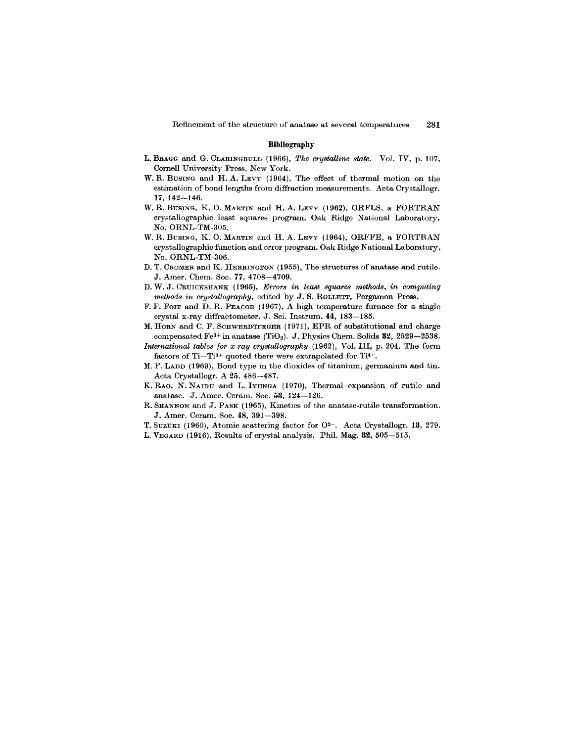## Bibliography

L. Bragg and G. Claringbull (1966), *The crystalline state*. Vol. IV, p. 107, Cornell University Press, New York.

W. R. Busing and H. A. Levy (1964), The effect of thermal motion on the estimation of bond lengths from diffraction measurements. Acta Crystallogr. **17**, 142—146.

W. R. Busing, K. O. Martin and H. A. Levy (1962), ORFLS, a FORTRAN crystallographic least squares program. Oak Ridge National Laboratory, No. ORNL-TM-305.

W. R. Busing, K. O. Martin and H. A. Levy (1964), ORFFE, a FORTRAN crystallographic function and error program. Oak Ridge National Laboratory, No. ORNL-TM-306.

D. T. Cromer and K. Herrington (1955), The structures of anatase and rutile. J. Amer. Chem. Soc. **77**, 4708—4709.

D. W. J. Cruickshank (1965), *Errors in least squares methods, in computing methods in crystallography*, edited by J. S. Rollett, Pergamon Press.

F. F. Foit and D. R. Peacor (1967), A high temperature furnace for a single crystal x-ray diffractometer. J. Sci. Instrum. **44**, 183—185.

M. Horn and C. F. Schwerdtfeger (1971), EPR of substitutional and charge compensated $Fe^{3+}$ in anatase ($TiO_2$). J. Physics Chem. Solids **32**, 2529—2538.

*International tables for x-ray crystallography* (1962), Vol. III, p. 204. The form factors of Ti—$Ti^{3+}$ quoted there were extrapolated for $Ti^{4+}$.

M. F. Ladd (1969), Bond type in the dioxides of titanium, germanium and tin. Acta Crystallogr. A **25**, 486—487.

K. Rao, N. Naidu and L. Iyenga (1970), Thermal expansion of rutile and anatase. J. Amer. Ceram. Soc. **53**, 124—126.

R. Shannon and J. Pask (1965), Kinetics of the anatase-rutile transformation. J. Amer. Ceram. Soc. **48**, 391—398.

T. Suzuki (1960), Atomic scattering factor for $O^{2-}$. Acta Crystallogr. **13**, 279.

L. Vegard (1916), Results of crystal analysis. Phil. Mag. **32**, 505—515.